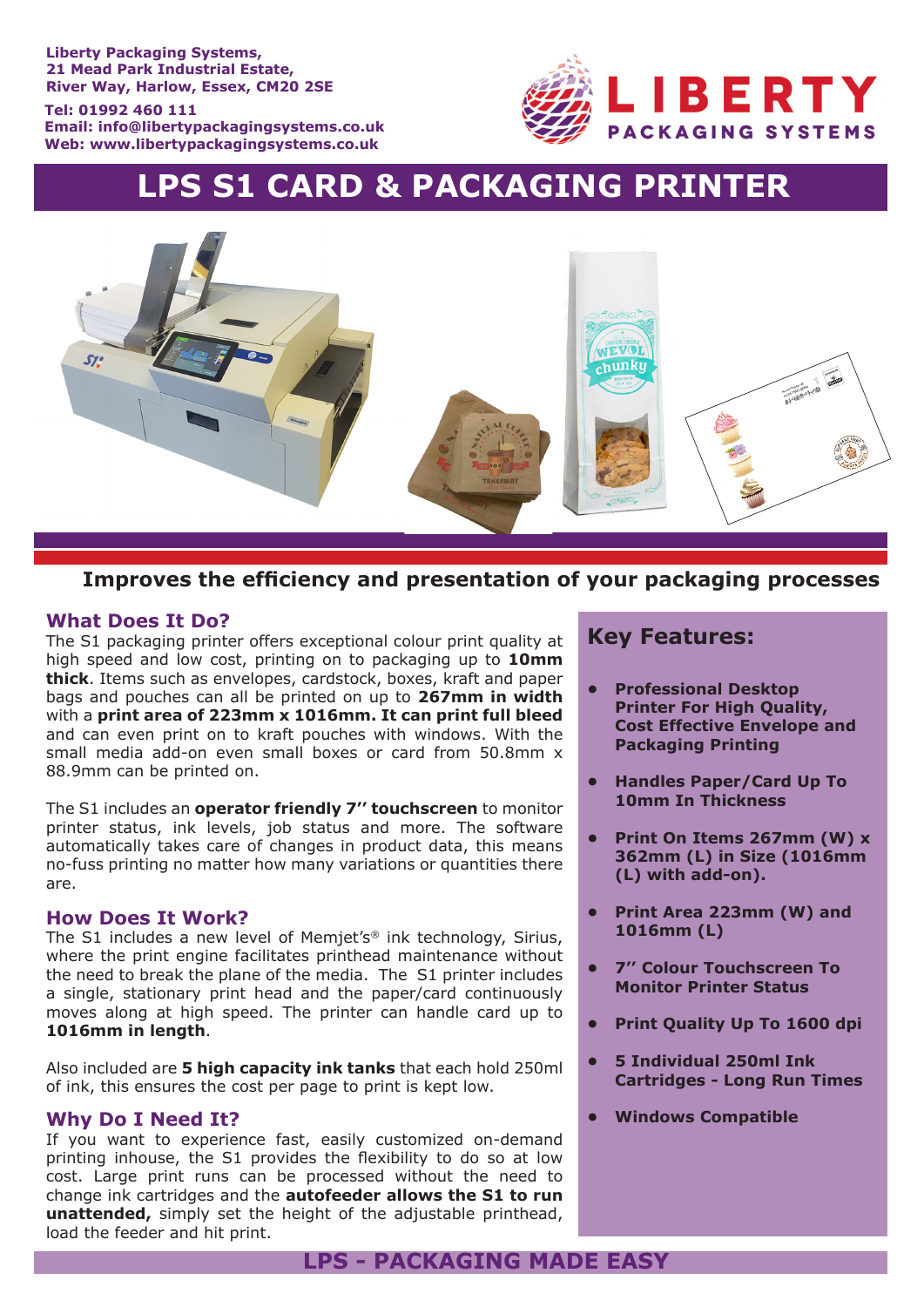Liberty Packaging Systems,
21 Mead Park Industrial Estate,
River Way, Harlow, Essex, CM20 2SE

Tel: 01992 460 111
Email: info@libertypackagingsystems.co.uk
Web: www.libertypackagingsystems.co.uk

LIBERTY PACKAGING SYSTEMS

# LPS S1 CARD & PACKAGING PRINTER

## Improves the efficiency and presentation of your packaging processes

### What Does It Do?

The S1 packaging printer offers exceptional colour print quality at high speed and low cost, printing on to packaging up to **10mm thick**. Items such as envelopes, cardstock, boxes, kraft and paper bags and pouches can all be printed on up to **267mm in width** with a **print area of 223mm x 1016mm. It can print full bleed** and can even print on to kraft pouches with windows. With the small media add-on even small boxes or card from 50.8mm x 88.9mm can be printed on.

The S1 includes an **operator friendly 7'' touchscreen** to monitor printer status, ink levels, job status and more. The software automatically takes care of changes in product data, this means no-fuss printing no matter how many variations or quantities there are.

### How Does It Work?

The S1 includes a new level of Memjet's® ink technology, Sirius, where the print engine facilitates printhead maintenance without the need to break the plane of the media. The S1 printer includes a single, stationary print head and the paper/card continuously moves along at high speed. The printer can handle card up to **1016mm in length**.

Also included are **5 high capacity ink tanks** that each hold 250ml of ink, this ensures the cost per page to print is kept low.

### Why Do I Need It?

If you want to experience fast, easily customized on-demand printing inhouse, the S1 provides the flexibility to do so at low cost. Large print runs can be processed without the need to change ink cartridges and the **autofeeder allows the S1 to run unattended,** simply set the height of the adjustable printhead, load the feeder and hit print.

## Key Features:

- **Professional Desktop Printer For High Quality, Cost Effective Envelope and Packaging Printing**
- **Handles Paper/Card Up To 10mm In Thickness**
- **Print On Items 267mm (W) x 362mm (L) in Size (1016mm (L) with add-on).**
- **Print Area 223mm (W) and 1016mm (L)**
- **7'' Colour Touchscreen To Monitor Printer Status**
- **Print Quality Up To 1600 dpi**
- **5 Individual 250ml Ink Cartridges - Long Run Times**
- **Windows Compatible**

**LPS - PACKAGING MADE EASY**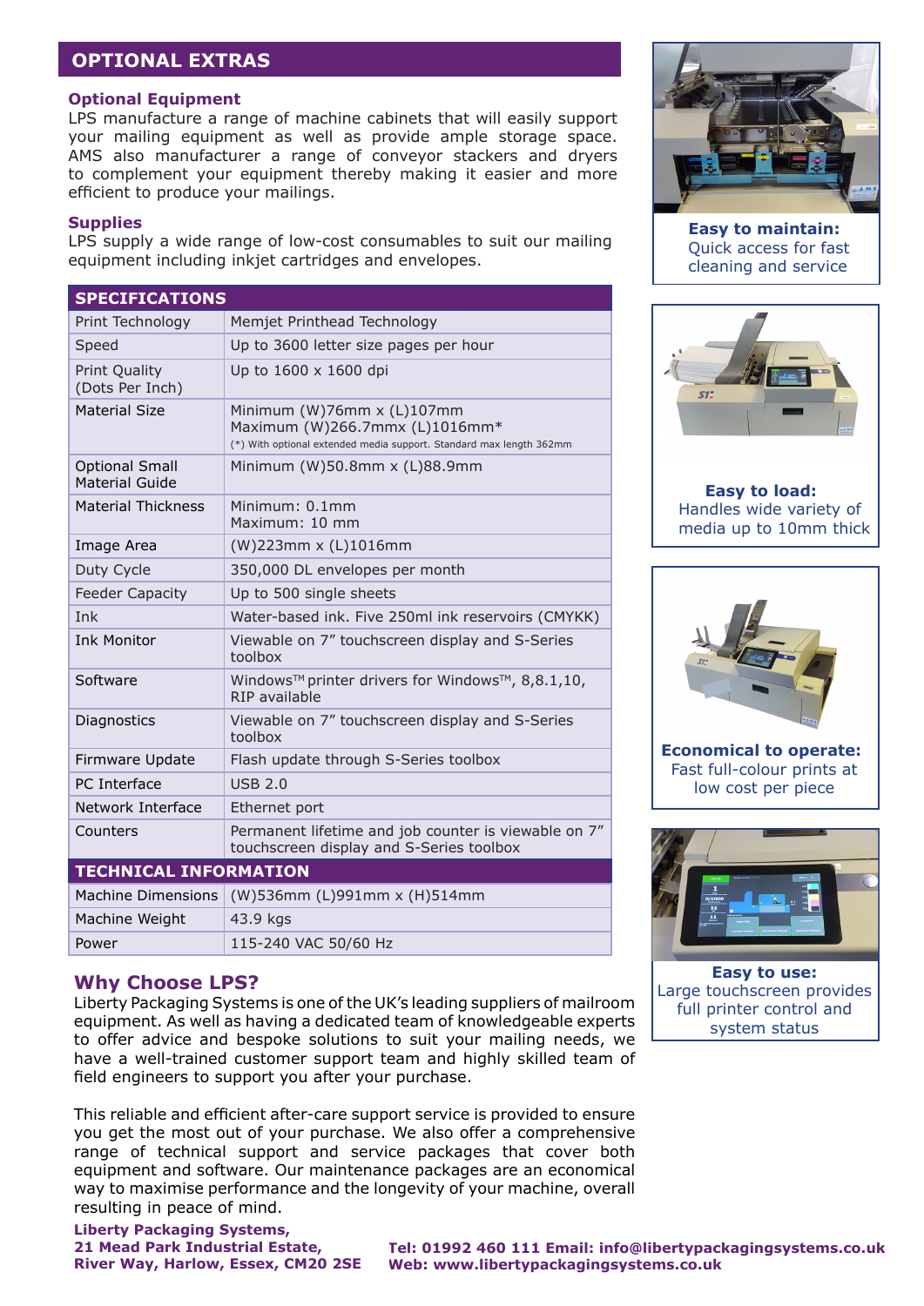## OPTIONAL EXTRAS

### Optional Equipment

LPS manufacture a range of machine cabinets that will easily support your mailing equipment as well as provide ample storage space. AMS also manufacturer a range of conveyor stackers and dryers to complement your equipment thereby making it easier and more efficient to produce your mailings.

### Supplies

LPS supply a wide range of low-cost consumables to suit our mailing equipment including inkjet cartridges and envelopes.

| SPECIFICATIONS | |
|---|---|
| Print Technology | Memjet Printhead Technology |
| Speed | Up to 3600 letter size pages per hour |
| Print Quality (Dots Per Inch) | Up to 1600 x 1600 dpi |
| Material Size | Minimum (W)76mm x (L)107mm<br>Maximum (W)266.7mmx (L)1016mm*<br>(*) With optional extended media support. Standard max length 362mm |
| Optional Small Material Guide | Minimum (W)50.8mm x (L)88.9mm |
| Material Thickness | Minimum: 0.1mm<br>Maximum: 10 mm |
| Image Area | (W)223mm x (L)1016mm |
| Duty Cycle | 350,000 DL envelopes per month |
| Feeder Capacity | Up to 500 single sheets |
| Ink | Water-based ink. Five 250ml ink reservoirs (CMYKK) |
| Ink Monitor | Viewable on 7" touchscreen display and S-Series toolbox |
| Software | Windows™ printer drivers for Windows™, 8,8.1,10, RIP available |
| Diagnostics | Viewable on 7" touchscreen display and S-Series toolbox |
| Firmware Update | Flash update through S-Series toolbox |
| PC Interface | USB 2.0 |
| Network Interface | Ethernet port |
| Counters | Permanent lifetime and job counter is viewable on 7" touchscreen display and S-Series toolbox |
| **TECHNICAL INFORMATION** | |
| Machine Dimensions | (W)536mm (L)991mm x (H)514mm |
| Machine Weight | 43.9 kgs |
| Power | 115-240 VAC 50/60 Hz |

**Easy to maintain:** Quick access for fast cleaning and service

**Easy to load:** Handles wide variety of media up to 10mm thick

**Economical to operate:** Fast full-colour prints at low cost per piece

**Easy to use:** Large touchscreen provides full printer control and system status

### Why Choose LPS?

Liberty Packaging Systems is one of the UK's leading suppliers of mailroom equipment. As well as having a dedicated team of knowledgeable experts to offer advice and bespoke solutions to suit your mailing needs, we have a well-trained customer support team and highly skilled team of field engineers to support you after your purchase.

This reliable and efficient after-care support service is provided to ensure you get the most out of your purchase. We also offer a comprehensive range of technical support and service packages that cover both equipment and software. Our maintenance packages are an economical way to maximise performance and the longevity of your machine, overall resulting in peace of mind.

**Liberty Packaging Systems,**
**21 Mead Park Industrial Estate,**
**River Way, Harlow, Essex, CM20 2SE**

**Tel: 01992 460 111 Email: info@libertypackagingsystems.co.uk**
**Web: www.libertypackagingsystems.co.uk**